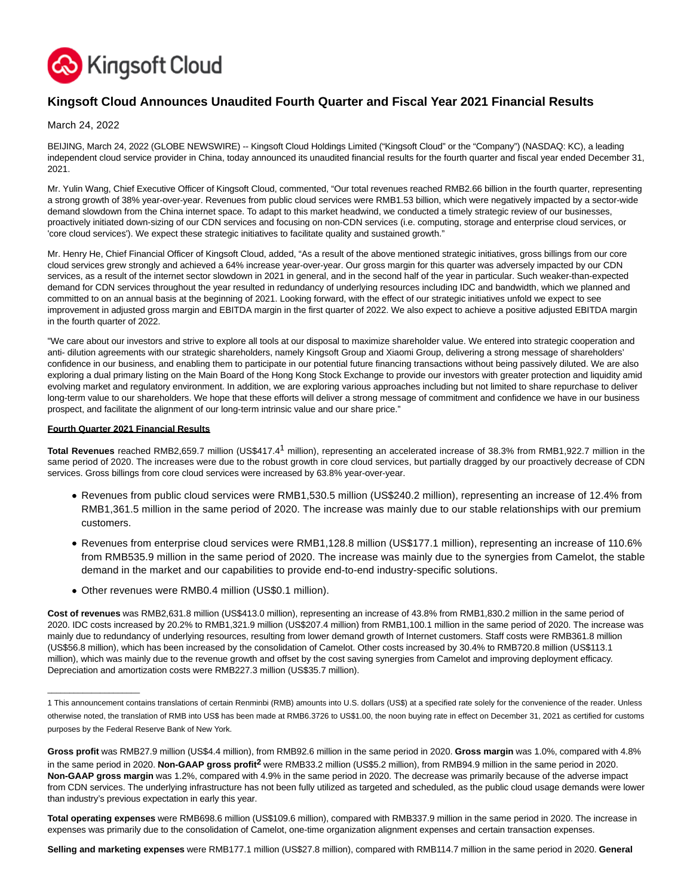# Kingsoft Cloud Announces Unaudited Fourth Quarter and Fiscal Year 2021 Financial Results

March 24, 2022

BEIJING, March 24, 2022 (GLOBE NEWSWIRE) -- Kingsoft Cloud Holdings Limited ("Kingsoft Cloud" or the "Company") (NASDAQ: KC), a leading independent cloud service provider in China, today announced its unaudited financial results for the fourth quarter and fiscal year ended December 31, 2021.

Mr. Yulin Wang, Chief Executive Officer of Kingsoft Cloud, commented, "Our total revenues reached RMB2.66 billion in the fourth quarter, representing a strong growth of 38% year-over-year. Revenues from public cloud services were RMB1.53 billion, which were negatively impacted by a sector-wide demand slowdown from the China internet space. To adapt to this market headwind, we conducted a timely strategic review of our businesses, proactively initiated down-sizing of our CDN services and focusing on non-CDN services (i.e. computing, storage and enterprise cloud services, or 'core cloud services'). We expect these strategic initiatives to facilitate quality and sustained growth."

Mr. Henry He, Chief Financial Officer of Kingsoft Cloud, added, "As a result of the above mentioned strategic initiatives, gross billings from our core cloud services grew strongly and achieved a 64% increase year-over-year. Our gross margin for this quarter was adversely impacted by our CDN services, as a result of the internet sector slowdown in 2021 in general, and in the second half of the year in particular. Such weaker-than-expected demand for CDN services throughout the year resulted in redundancy of underlying resources including IDC and bandwidth, which we planned and committed to on an annual basis at the beginning of 2021. Looking forward, with the effect of our strategic initiatives unfold we expect to see improvement in adjusted gross margin and EBITDA margin in the first quarter of 2022. We also expect to achieve a positive adjusted EBITDA margin in the fourth quarter of 2022.

"We care about our investors and strive to explore all tools at our disposal to maximize shareholder value. We entered into strategic cooperation and anti- dilution agreements with our strategic shareholders, namely Kingsoft Group and Xiaomi Group, delivering a strong message of shareholders' confidence in our business, and enabling them to participate in our potential future financing transactions without being passively diluted. We are also exploring a dual primary listing on the Main Board of the Hong Kong Stock Exchange to provide our investors with greater protection and liquidity amid evolving market and regulatory environment. In addition, we are exploring various approaches including but not limited to share repurchase to deliver long-term value to our shareholders. We hope that these efforts will deliver a strong message of commitment and confidence we have in our business prospect, and facilitate the alignment of our long-term intrinsic value and our share price."

## Fourth Quarter 2021 Financial Results

**Total Revenues** reached RMB2,659.7 million (US$417.4[1] million), representing an accelerated increase of 38.3% from RMB1,922.7 million in the same period of 2020. The increases were due to the robust growth in core cloud services, but partially dragged by our proactively decrease of CDN services. Gross billings from core cloud services were increased by 63.8% year-over-year.

- Revenues from public cloud services were RMB1,530.5 million (US$240.2 million), representing an increase of 12.4% from RMB1,361.5 million in the same period of 2020. The increase was mainly due to our stable relationships with our premium customers.
- Revenues from enterprise cloud services were RMB1,128.8 million (US$177.1 million), representing an increase of 110.6% from RMB535.9 million in the same period of 2020. The increase was mainly due to the synergies from Camelot, the stable demand in the market and our capabilities to provide end-to-end industry-specific solutions.
- Other revenues were RMB0.4 million (US$0.1 million).

**Cost of revenues** was RMB2,631.8 million (US$413.0 million), representing an increase of 43.8% from RMB1,830.2 million in the same period of 2020. IDC costs increased by 20.2% to RMB1,321.9 million (US$207.4 million) from RMB1,100.1 million in the same period of 2020. The increase was mainly due to redundancy of underlying resources, resulting from lower demand growth of Internet customers. Staff costs were RMB361.8 million (US$56.8 million), which has been increased by the consolidation of Camelot. Other costs increased by 30.4% to RMB720.8 million (US$113.1 million), which was mainly due to the revenue growth and offset by the cost saving synergies from Camelot and improving deployment efficacy. Depreciation and amortization costs were RMB227.3 million (US$35.7 million).

1 This announcement contains translations of certain Renminbi (RMB) amounts into U.S. dollars (US$) at a specified rate solely for the convenience of the reader. Unless otherwise noted, the translation of RMB into US$ has been made at RMB6.3726 to US$1.00, the noon buying rate in effect on December 31, 2021 as certified for customs purposes by the Federal Reserve Bank of New York.

**Gross profit** was RMB27.9 million (US$4.4 million), from RMB92.6 million in the same period in 2020. **Gross margin** was 1.0%, compared with 4.8% in the same period in 2020. **Non-GAAP gross profit[2]** were RMB33.2 million (US$5.2 million), from RMB94.9 million in the same period in 2020. **Non-GAAP gross margin** was 1.2%, compared with 4.9% in the same period in 2020. The decrease was primarily because of the adverse impact from CDN services. The underlying infrastructure has not been fully utilized as targeted and scheduled, as the public cloud usage demands were lower than industry's previous expectation in early this year.

**Total operating expenses** were RMB698.6 million (US$109.6 million), compared with RMB337.9 million in the same period in 2020. The increase in expenses was primarily due to the consolidation of Camelot, one-time organization alignment expenses and certain transaction expenses.

**Selling and marketing expenses** were RMB177.1 million (US$27.8 million), compared with RMB114.7 million in the same period in 2020. **General**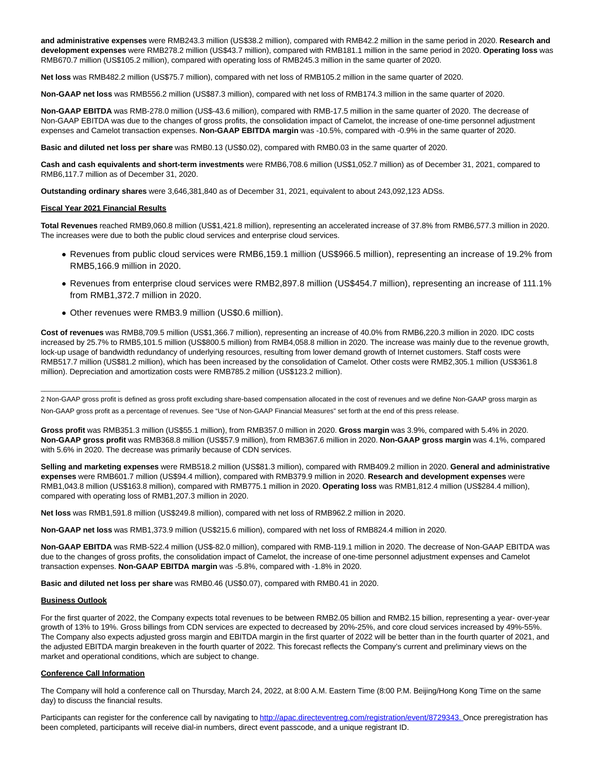**and administrative expenses** were RMB243.3 million (US$38.2 million), compared with RMB42.2 million in the same period in 2020. **Research and development expenses** were RMB278.2 million (US$43.7 million), compared with RMB181.1 million in the same period in 2020. **Operating loss** was RMB670.7 million (US$105.2 million), compared with operating loss of RMB245.3 million in the same quarter of 2020.

**Net loss** was RMB482.2 million (US$75.7 million), compared with net loss of RMB105.2 million in the same quarter of 2020.

**Non-GAAP net loss** was RMB556.2 million (US$87.3 million), compared with net loss of RMB174.3 million in the same quarter of 2020.

**Non-GAAP EBITDA** was RMB-278.0 million (US$-43.6 million), compared with RMB-17.5 million in the same quarter of 2020. The decrease of Non-GAAP EBITDA was due to the changes of gross profits, the consolidation impact of Camelot, the increase of one-time personnel adjustment expenses and Camelot transaction expenses. **Non-GAAP EBITDA margin** was -10.5%, compared with -0.9% in the same quarter of 2020.

**Basic and diluted net loss per share** was RMB0.13 (US$0.02), compared with RMB0.03 in the same quarter of 2020.

**Cash and cash equivalents and short-term investments** were RMB6,708.6 million (US$1,052.7 million) as of December 31, 2021, compared to RMB6,117.7 million as of December 31, 2020.

**Outstanding ordinary shares** were 3,646,381,840 as of December 31, 2021, equivalent to about 243,092,123 ADSs.

## Fiscal Year 2021 Financial Results

**Total Revenues** reached RMB9,060.8 million (US$1,421.8 million), representing an accelerated increase of 37.8% from RMB6,577.3 million in 2020. The increases were due to both the public cloud services and enterprise cloud services.

- Revenues from public cloud services were RMB6,159.1 million (US$966.5 million), representing an increase of 19.2% from RMB5,166.9 million in 2020.
- Revenues from enterprise cloud services were RMB2,897.8 million (US$454.7 million), representing an increase of 111.1% from RMB1,372.7 million in 2020.
- Other revenues were RMB3.9 million (US$0.6 million).

**Cost of revenues** was RMB8,709.5 million (US$1,366.7 million), representing an increase of 40.0% from RMB6,220.3 million in 2020. IDC costs increased by 25.7% to RMB5,101.5 million (US$800.5 million) from RMB4,058.8 million in 2020. The increase was mainly due to the revenue growth, lock-up usage of bandwidth redundancy of underlying resources, resulting from lower demand growth of Internet customers. Staff costs were RMB517.7 million (US$81.2 million), which has been increased by the consolidation of Camelot. Other costs were RMB2,305.1 million (US$361.8 million). Depreciation and amortization costs were RMB785.2 million (US$123.2 million).

___________________

2 Non-GAAP gross profit is defined as gross profit excluding share-based compensation allocated in the cost of revenues and we define Non-GAAP gross margin as Non-GAAP gross profit as a percentage of revenues. See "Use of Non-GAAP Financial Measures" set forth at the end of this press release.

**Gross profit** was RMB351.3 million (US$55.1 million), from RMB357.0 million in 2020. **Gross margin** was 3.9%, compared with 5.4% in 2020. **Non-GAAP gross profit** was RMB368.8 million (US$57.9 million), from RMB367.6 million in 2020. **Non-GAAP gross margin** was 4.1%, compared with 5.6% in 2020. The decrease was primarily because of CDN services.

**Selling and marketing expenses** were RMB518.2 million (US$81.3 million), compared with RMB409.2 million in 2020. **General and administrative expenses** were RMB601.7 million (US$94.4 million), compared with RMB379.9 million in 2020. **Research and development expenses** were RMB1,043.8 million (US$163.8 million), compared with RMB775.1 million in 2020. **Operating loss** was RMB1,812.4 million (US$284.4 million), compared with operating loss of RMB1,207.3 million in 2020.

**Net loss** was RMB1,591.8 million (US$249.8 million), compared with net loss of RMB962.2 million in 2020.

**Non-GAAP net loss** was RMB1,373.9 million (US$215.6 million), compared with net loss of RMB824.4 million in 2020.

**Non-GAAP EBITDA** was RMB-522.4 million (US$-82.0 million), compared with RMB-119.1 million in 2020. The decrease of Non-GAAP EBITDA was due to the changes of gross profits, the consolidation impact of Camelot, the increase of one-time personnel adjustment expenses and Camelot transaction expenses. **Non-GAAP EBITDA margin** was -5.8%, compared with -1.8% in 2020.

**Basic and diluted net loss per share** was RMB0.46 (US$0.07), compared with RMB0.41 in 2020.

## Business Outlook

For the first quarter of 2022, the Company expects total revenues to be between RMB2.05 billion and RMB2.15 billion, representing a year- over-year growth of 13% to 19%. Gross billings from CDN services are expected to decreased by 20%-25%, and core cloud services increased by 49%-55%. The Company also expects adjusted gross margin and EBITDA margin in the first quarter of 2022 will be better than in the fourth quarter of 2021, and the adjusted EBITDA margin breakeven in the fourth quarter of 2022. This forecast reflects the Company's current and preliminary views on the market and operational conditions, which are subject to change.

## Conference Call Information

The Company will hold a conference call on Thursday, March 24, 2022, at 8:00 A.M. Eastern Time (8:00 P.M. Beijing/Hong Kong Time on the same day) to discuss the financial results.

Participants can register for the conference call by navigating to http://apac.directeventreg.com/registration/event/8729343. Once preregistration has been completed, participants will receive dial-in numbers, direct event passcode, and a unique registrant ID.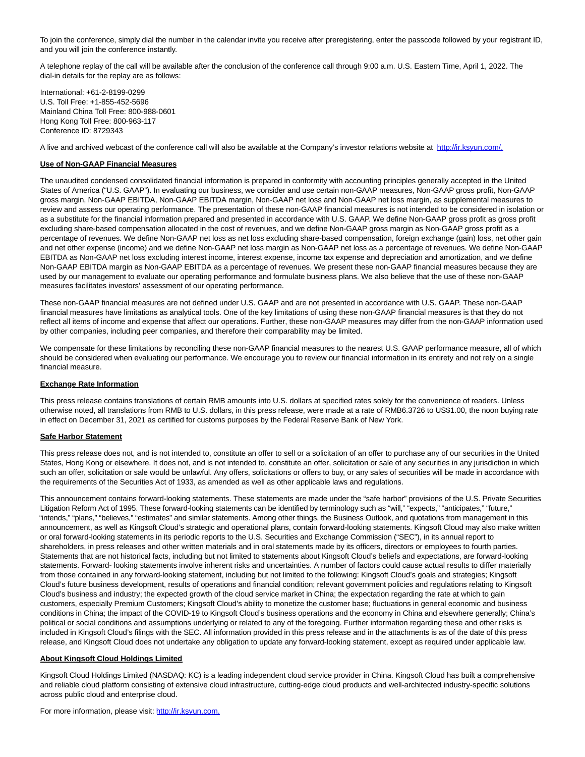To join the conference, simply dial the number in the calendar invite you receive after preregistering, enter the passcode followed by your registrant ID, and you will join the conference instantly.

A telephone replay of the call will be available after the conclusion of the conference call through 9:00 a.m. U.S. Eastern Time, April 1, 2022. The dial-in details for the replay are as follows:

International: +61-2-8199-0299
U.S. Toll Free: +1-855-452-5696
Mainland China Toll Free: 800-988-0601
Hong Kong Toll Free: 800-963-117
Conference ID: 8729343

A live and archived webcast of the conference call will also be available at the Company's investor relations website at http://ir.ksyun.com/.

**Use of Non-GAAP Financial Measures**

The unaudited condensed consolidated financial information is prepared in conformity with accounting principles generally accepted in the United States of America ("U.S. GAAP"). In evaluating our business, we consider and use certain non-GAAP measures, Non-GAAP gross profit, Non-GAAP gross margin, Non-GAAP EBITDA, Non-GAAP EBITDA margin, Non-GAAP net loss and Non-GAAP net loss margin, as supplemental measures to review and assess our operating performance. The presentation of these non-GAAP financial measures is not intended to be considered in isolation or as a substitute for the financial information prepared and presented in accordance with U.S. GAAP. We define Non-GAAP gross profit as gross profit excluding share-based compensation allocated in the cost of revenues, and we define Non-GAAP gross margin as Non-GAAP gross profit as a percentage of revenues. We define Non-GAAP net loss as net loss excluding share-based compensation, foreign exchange (gain) loss, net other gain and net other expense (income) and we define Non-GAAP net loss margin as Non-GAAP net loss as a percentage of revenues. We define Non-GAAP EBITDA as Non-GAAP net loss excluding interest income, interest expense, income tax expense and depreciation and amortization, and we define Non-GAAP EBITDA margin as Non-GAAP EBITDA as a percentage of revenues. We present these non-GAAP financial measures because they are used by our management to evaluate our operating performance and formulate business plans. We also believe that the use of these non-GAAP measures facilitates investors' assessment of our operating performance.

These non-GAAP financial measures are not defined under U.S. GAAP and are not presented in accordance with U.S. GAAP. These non-GAAP financial measures have limitations as analytical tools. One of the key limitations of using these non-GAAP financial measures is that they do not reflect all items of income and expense that affect our operations. Further, these non-GAAP measures may differ from the non-GAAP information used by other companies, including peer companies, and therefore their comparability may be limited.

We compensate for these limitations by reconciling these non-GAAP financial measures to the nearest U.S. GAAP performance measure, all of which should be considered when evaluating our performance. We encourage you to review our financial information in its entirety and not rely on a single financial measure.

**Exchange Rate Information**

This press release contains translations of certain RMB amounts into U.S. dollars at specified rates solely for the convenience of readers. Unless otherwise noted, all translations from RMB to U.S. dollars, in this press release, were made at a rate of RMB6.3726 to US$1.00, the noon buying rate in effect on December 31, 2021 as certified for customs purposes by the Federal Reserve Bank of New York.

**Safe Harbor Statement**

This press release does not, and is not intended to, constitute an offer to sell or a solicitation of an offer to purchase any of our securities in the United States, Hong Kong or elsewhere. It does not, and is not intended to, constitute an offer, solicitation or sale of any securities in any jurisdiction in which such an offer, solicitation or sale would be unlawful. Any offers, solicitations or offers to buy, or any sales of securities will be made in accordance with the requirements of the Securities Act of 1933, as amended as well as other applicable laws and regulations.

This announcement contains forward-looking statements. These statements are made under the "safe harbor" provisions of the U.S. Private Securities Litigation Reform Act of 1995. These forward-looking statements can be identified by terminology such as "will," "expects," "anticipates," "future," "intends," "plans," "believes," "estimates" and similar statements. Among other things, the Business Outlook, and quotations from management in this announcement, as well as Kingsoft Cloud's strategic and operational plans, contain forward-looking statements. Kingsoft Cloud may also make written or oral forward-looking statements in its periodic reports to the U.S. Securities and Exchange Commission ("SEC"), in its annual report to shareholders, in press releases and other written materials and in oral statements made by its officers, directors or employees to fourth parties. Statements that are not historical facts, including but not limited to statements about Kingsoft Cloud's beliefs and expectations, are forward-looking statements. Forward- looking statements involve inherent risks and uncertainties. A number of factors could cause actual results to differ materially from those contained in any forward-looking statement, including but not limited to the following: Kingsoft Cloud's goals and strategies; Kingsoft Cloud's future business development, results of operations and financial condition; relevant government policies and regulations relating to Kingsoft Cloud's business and industry; the expected growth of the cloud service market in China; the expectation regarding the rate at which to gain customers, especially Premium Customers; Kingsoft Cloud's ability to monetize the customer base; fluctuations in general economic and business conditions in China; the impact of the COVID-19 to Kingsoft Cloud's business operations and the economy in China and elsewhere generally; China's political or social conditions and assumptions underlying or related to any of the foregoing. Further information regarding these and other risks is included in Kingsoft Cloud's filings with the SEC. All information provided in this press release and in the attachments is as of the date of this press release, and Kingsoft Cloud does not undertake any obligation to update any forward-looking statement, except as required under applicable law.

**About Kingsoft Cloud Holdings Limited**

Kingsoft Cloud Holdings Limited (NASDAQ: KC) is a leading independent cloud service provider in China. Kingsoft Cloud has built a comprehensive and reliable cloud platform consisting of extensive cloud infrastructure, cutting-edge cloud products and well-architected industry-specific solutions across public cloud and enterprise cloud.

For more information, please visit: http://ir.ksyun.com.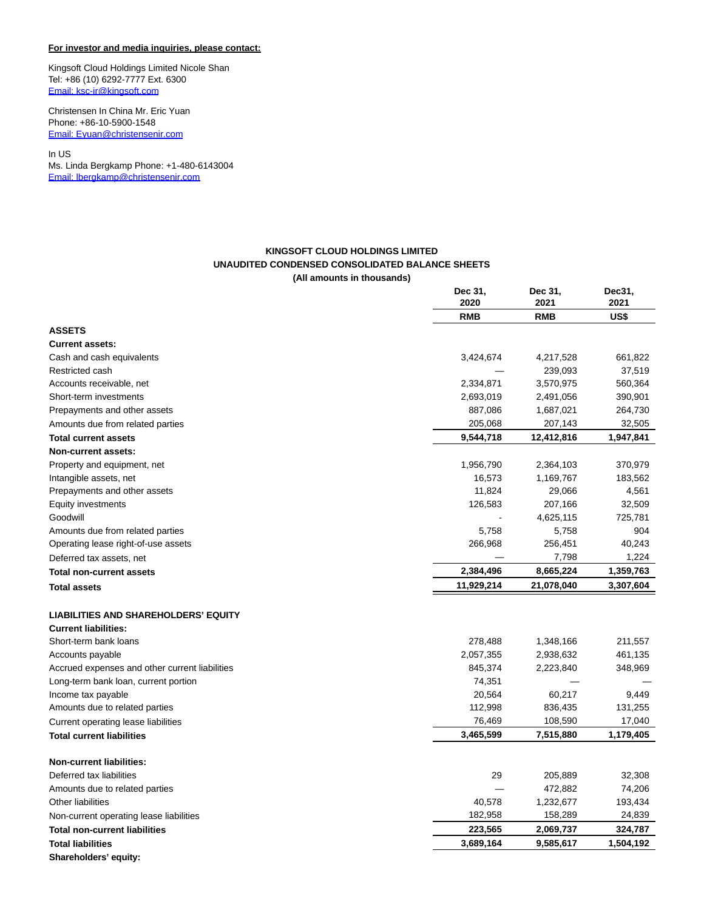**For investor and media inquiries, please contact:**

Kingsoft Cloud Holdings Limited Nicole Shan
Tel: +86 (10) 6292-7777 Ext. 6300
Email: ksc-ir@kingsoft.com

Christensen In China Mr. Eric Yuan
Phone: +86-10-5900-1548
Email: Eyuan@christensenir.com

In US
Ms. Linda Bergkamp Phone: +1-480-6143004
Email: lbergkamp@christensenir.com

**KINGSOFT CLOUD HOLDINGS LIMITED**
**UNAUDITED CONDENSED CONSOLIDATED BALANCE SHEETS**
**(All amounts in thousands)**

| | Dec 31, 2020 | Dec 31, 2021 | Dec31, 2021 |
|---|---|---|---|
| | RMB | RMB | US$ |
| **ASSETS** | | | |
| **Current assets:** | | | |
| Cash and cash equivalents | 3,424,674 | 4,217,528 | 661,822 |
| Restricted cash | — | 239,093 | 37,519 |
| Accounts receivable, net | 2,334,871 | 3,570,975 | 560,364 |
| Short-term investments | 2,693,019 | 2,491,056 | 390,901 |
| Prepayments and other assets | 887,086 | 1,687,021 | 264,730 |
| Amounts due from related parties | 205,068 | 207,143 | 32,505 |
| **Total current assets** | **9,544,718** | **12,412,816** | **1,947,841** |
| **Non-current assets:** | | | |
| Property and equipment, net | 1,956,790 | 2,364,103 | 370,979 |
| Intangible assets, net | 16,573 | 1,169,767 | 183,562 |
| Prepayments and other assets | 11,824 | 29,066 | 4,561 |
| Equity investments | 126,583 | 207,166 | 32,509 |
| Goodwill | - | 4,625,115 | 725,781 |
| Amounts due from related parties | 5,758 | 5,758 | 904 |
| Operating lease right-of-use assets | 266,968 | 256,451 | 40,243 |
| Deferred tax assets, net | — | 7,798 | 1,224 |
| **Total non-current assets** | **2,384,496** | **8,665,224** | **1,359,763** |
| **Total assets** | **11,929,214** | **21,078,040** | **3,307,604** |
| | | | |
| **LIABILITIES AND SHAREHOLDERS' EQUITY** | | | |
| **Current liabilities:** | | | |
| Short-term bank loans | 278,488 | 1,348,166 | 211,557 |
| Accounts payable | 2,057,355 | 2,938,632 | 461,135 |
| Accrued expenses and other current liabilities | 845,374 | 2,223,840 | 348,969 |
| Long-term bank loan, current portion | 74,351 | — | — |
| Income tax payable | 20,564 | 60,217 | 9,449 |
| Amounts due to related parties | 112,998 | 836,435 | 131,255 |
| Current operating lease liabilities | 76,469 | 108,590 | 17,040 |
| **Total current liabilities** | **3,465,599** | **7,515,880** | **1,179,405** |
| | | | |
| **Non-current liabilities:** | | | |
| Deferred tax liabilities | 29 | 205,889 | 32,308 |
| Amounts due to related parties | — | 472,882 | 74,206 |
| Other liabilities | 40,578 | 1,232,677 | 193,434 |
| Non-current operating lease liabilities | 182,958 | 158,289 | 24,839 |
| **Total non-current liabilities** | **223,565** | **2,069,737** | **324,787** |
| **Total liabilities** | **3,689,164** | **9,585,617** | **1,504,192** |
| **Shareholders' equity:** | | | |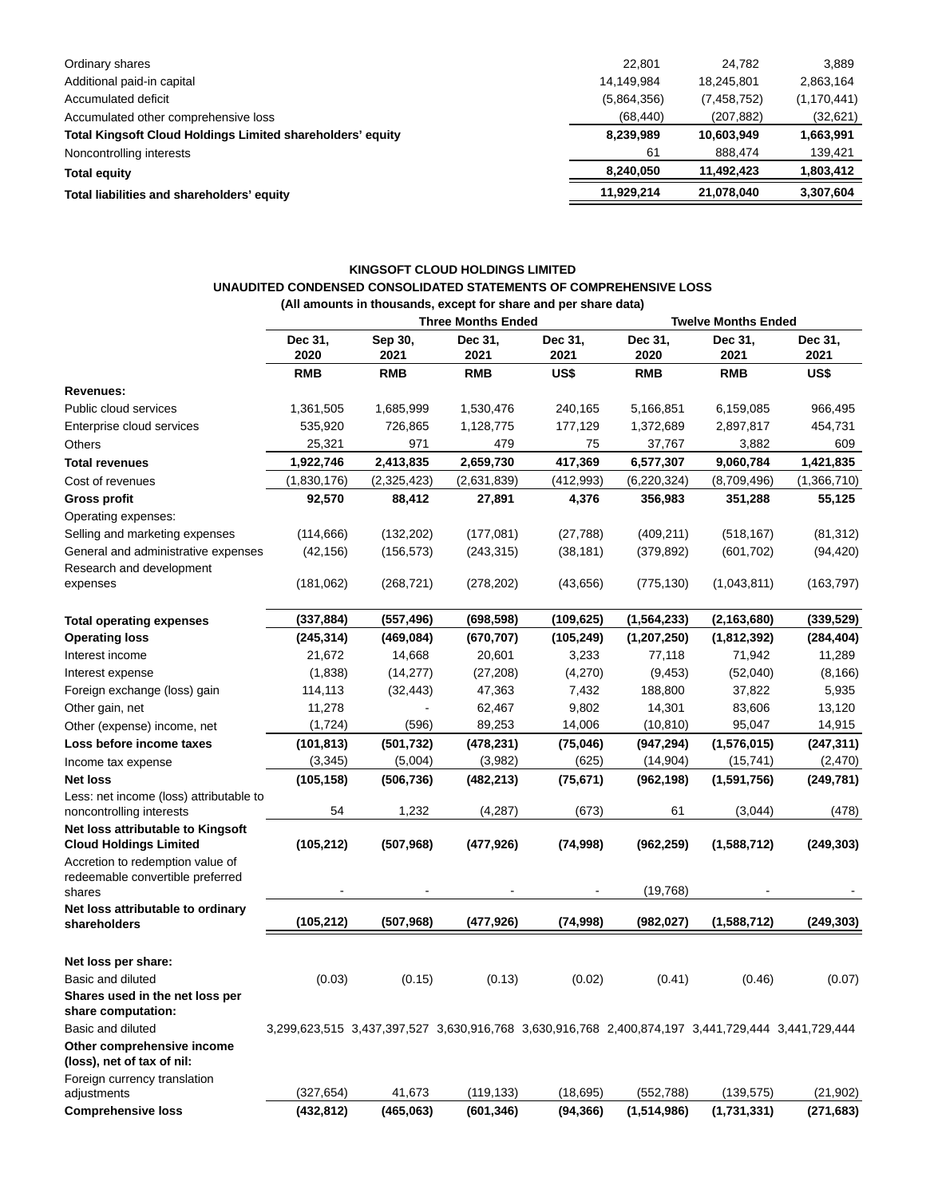| | | | |
|---|---|---|---|
| Ordinary shares | 22,801 | 24,782 | 3,889 |
| Additional paid-in capital | 14,149,984 | 18,245,801 | 2,863,164 |
| Accumulated deficit | (5,864,356) | (7,458,752) | (1,170,441) |
| Accumulated other comprehensive loss | (68,440) | (207,882) | (32,621) |
| **Total Kingsoft Cloud Holdings Limited shareholders' equity** | **8,239,989** | **10,603,949** | **1,663,991** |
| Noncontrolling interests | 61 | 888,474 | 139,421 |
| **Total equity** | **8,240,050** | **11,492,423** | **1,803,412** |
| **Total liabilities and shareholders' equity** | **11,929,214** | **21,078,040** | **3,307,604** |

**KINGSOFT CLOUD HOLDINGS LIMITED**

**UNAUDITED CONDENSED CONSOLIDATED STATEMENTS OF COMPREHENSIVE LOSS**

**(All amounts in thousands, except for share and per share data)**

| | **Three Months Ended** | | | | **Twelve Months Ended** | | |
|---|---|---|---|---|---|---|---|
| | **Dec 31, 2020** | **Sep 30, 2021** | **Dec 31, 2021** | **Dec 31, 2021** | **Dec 31, 2020** | **Dec 31, 2021** | **Dec 31, 2021** |
| | **RMB** | **RMB** | **RMB** | **US$** | **RMB** | **RMB** | **US$** |
| **Revenues:** | | | | | | | |
| Public cloud services | 1,361,505 | 1,685,999 | 1,530,476 | 240,165 | 5,166,851 | 6,159,085 | 966,495 |
| Enterprise cloud services | 535,920 | 726,865 | 1,128,775 | 177,129 | 1,372,689 | 2,897,817 | 454,731 |
| Others | 25,321 | 971 | 479 | 75 | 37,767 | 3,882 | 609 |
| **Total revenues** | **1,922,746** | **2,413,835** | **2,659,730** | **417,369** | **6,577,307** | **9,060,784** | **1,421,835** |
| Cost of revenues | (1,830,176) | (2,325,423) | (2,631,839) | (412,993) | (6,220,324) | (8,709,496) | (1,366,710) |
| **Gross profit** | **92,570** | **88,412** | **27,891** | **4,376** | **356,983** | **351,288** | **55,125** |
| Operating expenses: | | | | | | | |
| Selling and marketing expenses | (114,666) | (132,202) | (177,081) | (27,788) | (409,211) | (518,167) | (81,312) |
| General and administrative expenses | (42,156) | (156,573) | (243,315) | (38,181) | (379,892) | (601,702) | (94,420) |
| Research and development expenses | (181,062) | (268,721) | (278,202) | (43,656) | (775,130) | (1,043,811) | (163,797) |
| **Total operating expenses** | **(337,884)** | **(557,496)** | **(698,598)** | **(109,625)** | **(1,564,233)** | **(2,163,680)** | **(339,529)** |
| **Operating loss** | **(245,314)** | **(469,084)** | **(670,707)** | **(105,249)** | **(1,207,250)** | **(1,812,392)** | **(284,404)** |
| Interest income | 21,672 | 14,668 | 20,601 | 3,233 | 77,118 | 71,942 | 11,289 |
| Interest expense | (1,838) | (14,277) | (27,208) | (4,270) | (9,453) | (52,040) | (8,166) |
| Foreign exchange (loss) gain | 114,113 | (32,443) | 47,363 | 7,432 | 188,800 | 37,822 | 5,935 |
| Other gain, net | 11,278 | - | 62,467 | 9,802 | 14,301 | 83,606 | 13,120 |
| Other (expense) income, net | (1,724) | (596) | 89,253 | 14,006 | (10,810) | 95,047 | 14,915 |
| **Loss before income taxes** | **(101,813)** | **(501,732)** | **(478,231)** | **(75,046)** | **(947,294)** | **(1,576,015)** | **(247,311)** |
| Income tax expense | (3,345) | (5,004) | (3,982) | (625) | (14,904) | (15,741) | (2,470) |
| **Net loss** | **(105,158)** | **(506,736)** | **(482,213)** | **(75,671)** | **(962,198)** | **(1,591,756)** | **(249,781)** |
| Less: net income (loss) attributable to noncontrolling interests | 54 | 1,232 | (4,287) | (673) | 61 | (3,044) | (478) |
| **Net loss attributable to Kingsoft Cloud Holdings Limited** | **(105,212)** | **(507,968)** | **(477,926)** | **(74,998)** | **(962,259)** | **(1,588,712)** | **(249,303)** |
| Accretion to redemption value of redeemable convertible preferred shares | - | - | - | - | (19,768) | - | - |
| **Net loss attributable to ordinary shareholders** | **(105,212)** | **(507,968)** | **(477,926)** | **(74,998)** | **(982,027)** | **(1,588,712)** | **(249,303)** |
| **Net loss per share:** | | | | | | | |
| Basic and diluted | (0.03) | (0.15) | (0.13) | (0.02) | (0.41) | (0.46) | (0.07) |
| **Shares used in the net loss per share computation:** | | | | | | | |
| Basic and diluted | 3,299,623,515 | 3,437,397,527 | 3,630,916,768 | 3,630,916,768 | 2,400,874,197 | 3,441,729,444 | 3,441,729,444 |
| **Other comprehensive income (loss), net of tax of nil:** | | | | | | | |
| Foreign currency translation adjustments | (327,654) | 41,673 | (119,133) | (18,695) | (552,788) | (139,575) | (21,902) |
| **Comprehensive loss** | **(432,812)** | **(465,063)** | **(601,346)** | **(94,366)** | **(1,514,986)** | **(1,731,331)** | **(271,683)** |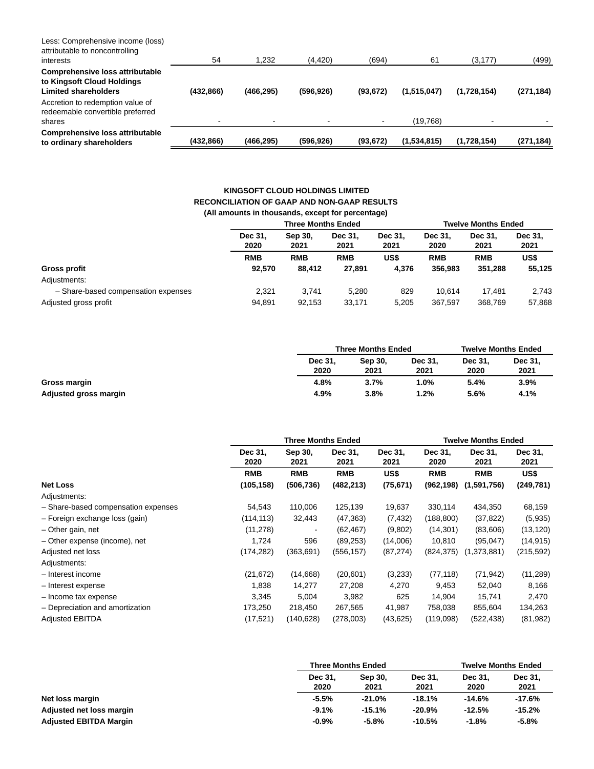| | | | | | | | |
|---|---|---|---|---|---|---|---|
| Less: Comprehensive income (loss) attributable to noncontrolling interests | 54 | 1,232 | (4,420) | (694) | 61 | (3,177) | (499) |
| **Comprehensive loss attributable to Kingsoft Cloud Holdings Limited shareholders** | **(432,866)** | **(466,295)** | **(596,926)** | **(93,672)** | **(1,515,047)** | **(1,728,154)** | **(271,184)** |
| Accretion to redemption value of redeemable convertible preferred shares | - | - | - | - | (19,768) | - | - |
| **Comprehensive loss attributable to ordinary shareholders** | **(432,866)** | **(466,295)** | **(596,926)** | **(93,672)** | **(1,534,815)** | **(1,728,154)** | **(271,184)** |

**KINGSOFT CLOUD HOLDINGS LIMITED**
**RECONCILIATION OF GAAP AND NON-GAAP RESULTS**
**(All amounts in thousands, except for percentage)**

| | Three Months Ended | | | | Twelve Months Ended | | |
|---|---|---|---|---|---|---|---|
| | Dec 31, 2020 | Sep 30, 2021 | Dec 31, 2021 | Dec 31, 2021 | Dec 31, 2020 | Dec 31, 2021 | Dec 31, 2021 |
| | RMB | RMB | RMB | US$ | RMB | RMB | US$ |
| **Gross profit** | **92,570** | **88,412** | **27,891** | **4,376** | **356,983** | **351,288** | **55,125** |
| Adjustments: | | | | | | | |
| – Share-based compensation expenses | 2,321 | 3,741 | 5,280 | 829 | 10,614 | 17,481 | 2,743 |
| Adjusted gross profit | 94,891 | 92,153 | 33,171 | 5,205 | 367,597 | 368,769 | 57,868 |

| | Three Months Ended | | | Twelve Months Ended | |
|---|---|---|---|---|---|
| | Dec 31, 2020 | Sep 30, 2021 | Dec 31, 2021 | Dec 31, 2020 | Dec 31, 2021 |
| **Gross margin** | **4.8%** | **3.7%** | **1.0%** | **5.4%** | **3.9%** |
| **Adjusted gross margin** | **4.9%** | **3.8%** | **1.2%** | **5.6%** | **4.1%** |

| | Three Months Ended | | | | Twelve Months Ended | | |
|---|---|---|---|---|---|---|---|
| | Dec 31, 2020 | Sep 30, 2021 | Dec 31, 2021 | Dec 31, 2021 | Dec 31, 2020 | Dec 31, 2021 | Dec 31, 2021 |
| | RMB | RMB | RMB | US$ | RMB | RMB | US$ |
| **Net Loss** | **(105,158)** | **(506,736)** | **(482,213)** | **(75,671)** | **(962,198)** | **(1,591,756)** | **(249,781)** |
| Adjustments: | | | | | | | |
| – Share-based compensation expenses | 54,543 | 110,006 | 125,139 | 19,637 | 330,114 | 434,350 | 68,159 |
| – Foreign exchange loss (gain) | (114,113) | 32,443 | (47,363) | (7,432) | (188,800) | (37,822) | (5,935) |
| – Other gain, net | (11,278) | - | (62,467) | (9,802) | (14,301) | (83,606) | (13,120) |
| – Other expense (income), net | 1,724 | 596 | (89,253) | (14,006) | 10,810 | (95,047) | (14,915) |
| Adjusted net loss | (174,282) | (363,691) | (556,157) | (87,274) | (824,375) | (1,373,881) | (215,592) |
| Adjustments: | | | | | | | |
| – Interest income | (21,672) | (14,668) | (20,601) | (3,233) | (77,118) | (71,942) | (11,289) |
| – Interest expense | 1,838 | 14,277 | 27,208 | 4,270 | 9,453 | 52,040 | 8,166 |
| – Income tax expense | 3,345 | 5,004 | 3,982 | 625 | 14,904 | 15,741 | 2,470 |
| – Depreciation and amortization | 173,250 | 218,450 | 267,565 | 41,987 | 758,038 | 855,604 | 134,263 |
| Adjusted EBITDA | (17,521) | (140,628) | (278,003) | (43,625) | (119,098) | (522,438) | (81,982) |

| | Three Months Ended | | | Twelve Months Ended | |
|---|---|---|---|---|---|
| | Dec 31, 2020 | Sep 30, 2021 | Dec 31, 2021 | Dec 31, 2020 | Dec 31, 2021 |
| **Net loss margin** | **-5.5%** | **-21.0%** | **-18.1%** | **-14.6%** | **-17.6%** |
| **Adjusted net loss margin** | **-9.1%** | **-15.1%** | **-20.9%** | **-12.5%** | **-15.2%** |
| **Adjusted EBITDA Margin** | **-0.9%** | **-5.8%** | **-10.5%** | **-1.8%** | **-5.8%** |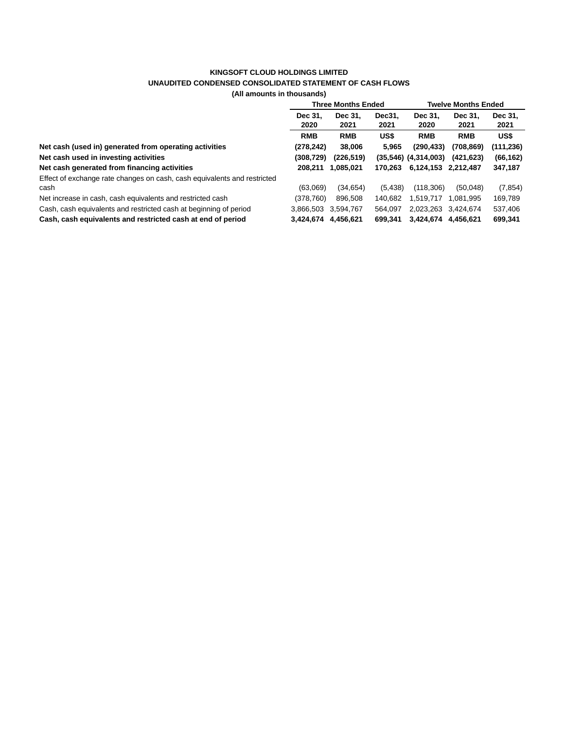**KINGSOFT CLOUD HOLDINGS LIMITED**

**UNAUDITED CONDENSED CONSOLIDATED STATEMENT OF CASH FLOWS**

**(All amounts in thousands)**

| | Three Months Ended | | | Twelve Months Ended | | |
|---|---|---|---|---|---|---|
| | **Dec 31, 2020** | **Dec 31, 2021** | **Dec31, 2021** | **Dec 31, 2020** | **Dec 31, 2021** | **Dec 31, 2021** |
| | **RMB** | **RMB** | **US$** | **RMB** | **RMB** | **US$** |
| **Net cash (used in) generated from operating activities** | **(278,242)** | **38,006** | **5,965** | **(290,433)** | **(708,869)** | **(111,236)** |
| **Net cash used in investing activities** | **(308,729)** | **(226,519)** | **(35,546)** | **(4,314,003)** | **(421,623)** | **(66,162)** |
| **Net cash generated from financing activities** | **208,211** | **1,085,021** | **170,263** | **6,124,153** | **2,212,487** | **347,187** |
| Effect of exchange rate changes on cash, cash equivalents and restricted cash | (63,069) | (34,654) | (5,438) | (118,306) | (50,048) | (7,854) |
| Net increase in cash, cash equivalents and restricted cash | (378,760) | 896,508 | 140,682 | 1,519,717 | 1,081,995 | 169,789 |
| Cash, cash equivalents and restricted cash at beginning of period | 3,866,503 | 3,594,767 | 564,097 | 2,023,263 | 3,424,674 | 537,406 |
| **Cash, cash equivalents and restricted cash at end of period** | **3,424,674** | **4,456,621** | **699,341** | **3,424,674** | **4,456,621** | **699,341** |